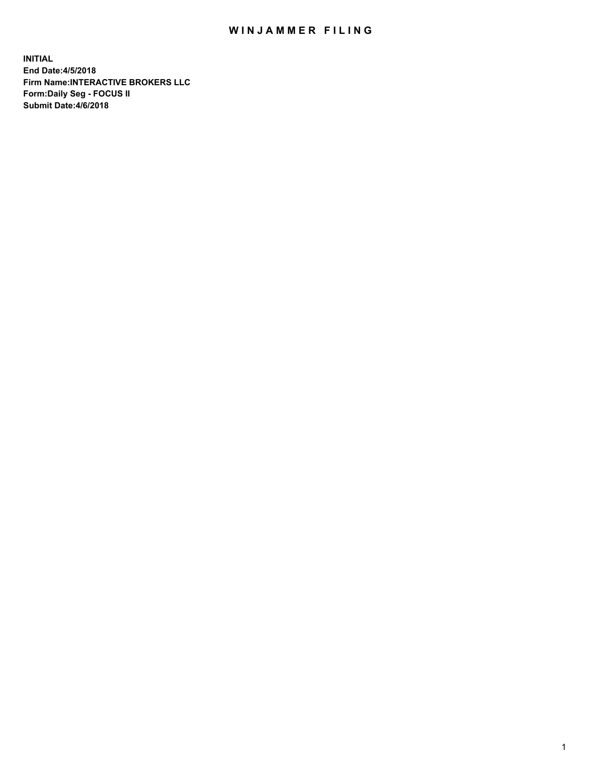# WINJAMMER FILING

**INITIAL**
**End Date:4/5/2018**
**Firm Name:INTERACTIVE BROKERS LLC**
**Form:Daily Seg - FOCUS II**
**Submit Date:4/6/2018**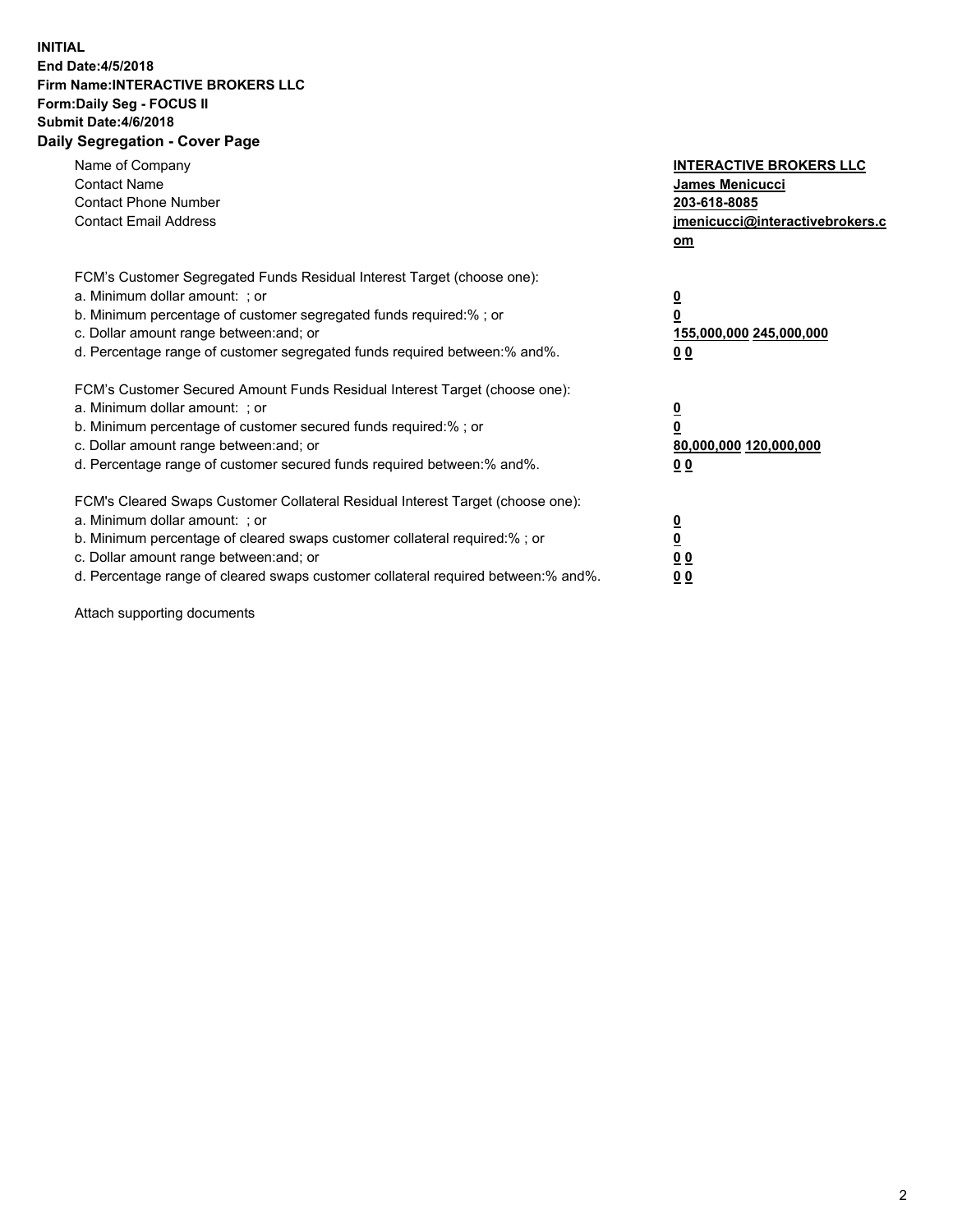**INITIAL**
**End Date:4/5/2018**
**Firm Name:INTERACTIVE BROKERS LLC**
**Form:Daily Seg - FOCUS II**
**Submit Date:4/6/2018**

## Daily Segregation - Cover Page

| | |
|---|---|
| Name of Company | **INTERACTIVE BROKERS LLC** |
| Contact Name | **James Menicucci** |
| Contact Phone Number | **203-618-8085** |
| Contact Email Address | **jmenicucci@interactivebrokers.com** |

FCM's Customer Segregated Funds Residual Interest Target (choose one):

| | |
|---|---|
| a. Minimum dollar amount: ; or | **0** |
| b. Minimum percentage of customer segregated funds required:% ; or | **0** |
| c. Dollar amount range between:and; or | **155,000,000 245,000,000** |
| d. Percentage range of customer segregated funds required between:% and%. | **0 0** |

FCM's Customer Secured Amount Funds Residual Interest Target (choose one):

| | |
|---|---|
| a. Minimum dollar amount: ; or | **0** |
| b. Minimum percentage of customer secured funds required:% ; or | **0** |
| c. Dollar amount range between:and; or | **80,000,000 120,000,000** |
| d. Percentage range of customer secured funds required between:% and%. | **0 0** |

FCM's Cleared Swaps Customer Collateral Residual Interest Target (choose one):

| | |
|---|---|
| a. Minimum dollar amount: ; or | **0** |
| b. Minimum percentage of cleared swaps customer collateral required:% ; or | **0** |
| c. Dollar amount range between:and; or | **0 0** |
| d. Percentage range of cleared swaps customer collateral required between:% and%. | **0 0** |

Attach supporting documents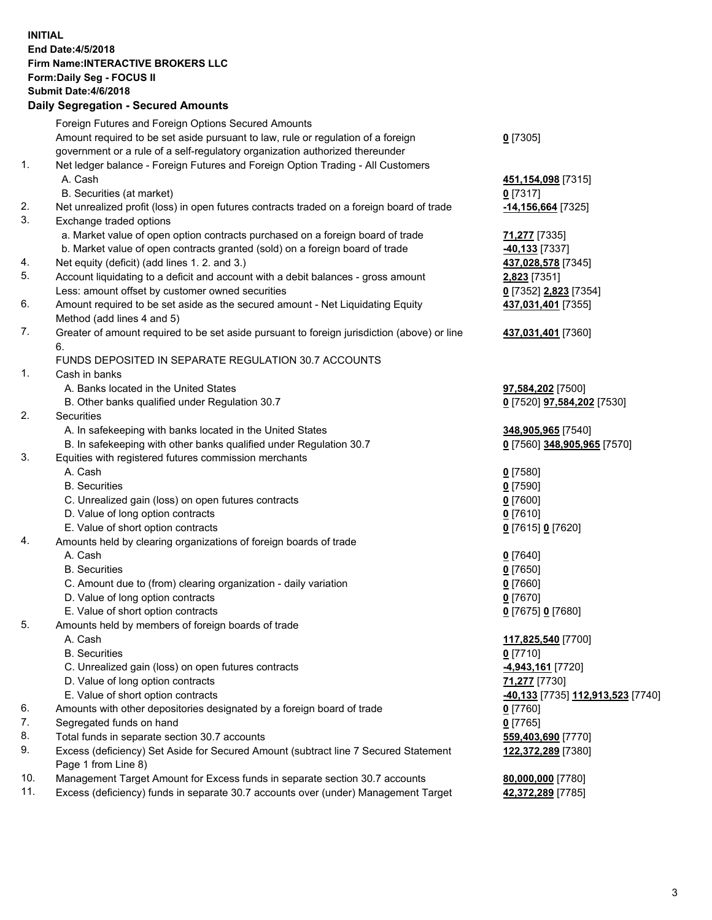**INITIAL**
**End Date:4/5/2018**
**Firm Name:INTERACTIVE BROKERS LLC**
**Form:Daily Seg - FOCUS II**
**Submit Date:4/6/2018**
**Daily Segregation - Secured Amounts**

| | | |
|---|---|---|
| | Foreign Futures and Foreign Options Secured Amounts | |
| | Amount required to be set aside pursuant to law, rule or regulation of a foreign government or a rule of a self-regulatory organization authorized thereunder | **0** [7305] |
| 1. | Net ledger balance - Foreign Futures and Foreign Option Trading - All Customers | |
| | A. Cash | **451,154,098** [7315] |
| | B. Securities (at market) | **0** [7317] |
| 2. | Net unrealized profit (loss) in open futures contracts traded on a foreign board of trade | **-14,156,664** [7325] |
| 3. | Exchange traded options | |
| | a. Market value of open option contracts purchased on a foreign board of trade | **71,277** [7335] |
| | b. Market value of open contracts granted (sold) on a foreign board of trade | **-40,133** [7337] |
| 4. | Net equity (deficit) (add lines 1. 2. and 3.) | **437,028,578** [7345] |
| 5. | Account liquidating to a deficit and account with a debit balances - gross amount | **2,823** [7351] |
| | Less: amount offset by customer owned securities | **0** [7352] **2,823** [7354] |
| 6. | Amount required to be set aside as the secured amount - Net Liquidating Equity Method (add lines 4 and 5) | **437,031,401** [7355] |
| 7. | Greater of amount required to be set aside pursuant to foreign jurisdiction (above) or line 6. | **437,031,401** [7360] |
| | FUNDS DEPOSITED IN SEPARATE REGULATION 30.7 ACCOUNTS | |
| 1. | Cash in banks | |
| | A. Banks located in the United States | **97,584,202** [7500] |
| | B. Other banks qualified under Regulation 30.7 | **0** [7520] **97,584,202** [7530] |
| 2. | Securities | |
| | A. In safekeeping with banks located in the United States | **348,905,965** [7540] |
| | B. In safekeeping with other banks qualified under Regulation 30.7 | **0** [7560] **348,905,965** [7570] |
| 3. | Equities with registered futures commission merchants | |
| | A. Cash | **0** [7580] |
| | B. Securities | **0** [7590] |
| | C. Unrealized gain (loss) on open futures contracts | **0** [7600] |
| | D. Value of long option contracts | **0** [7610] |
| | E. Value of short option contracts | **0** [7615] **0** [7620] |
| 4. | Amounts held by clearing organizations of foreign boards of trade | |
| | A. Cash | **0** [7640] |
| | B. Securities | **0** [7650] |
| | C. Amount due to (from) clearing organization - daily variation | **0** [7660] |
| | D. Value of long option contracts | **0** [7670] |
| | E. Value of short option contracts | **0** [7675] **0** [7680] |
| 5. | Amounts held by members of foreign boards of trade | |
| | A. Cash | **117,825,540** [7700] |
| | B. Securities | **0** [7710] |
| | C. Unrealized gain (loss) on open futures contracts | **-4,943,161** [7720] |
| | D. Value of long option contracts | **71,277** [7730] |
| | E. Value of short option contracts | **-40,133** [7735] **112,913,523** [7740] |
| 6. | Amounts with other depositories designated by a foreign board of trade | **0** [7760] |
| 7. | Segregated funds on hand | **0** [7765] |
| 8. | Total funds in separate section 30.7 accounts | **559,403,690** [7770] |
| 9. | Excess (deficiency) Set Aside for Secured Amount (subtract line 7 Secured Statement Page 1 from Line 8) | **122,372,289** [7380] |
| 10. | Management Target Amount for Excess funds in separate section 30.7 accounts | **80,000,000** [7780] |
| 11. | Excess (deficiency) funds in separate 30.7 accounts over (under) Management Target | **42,372,289** [7785] |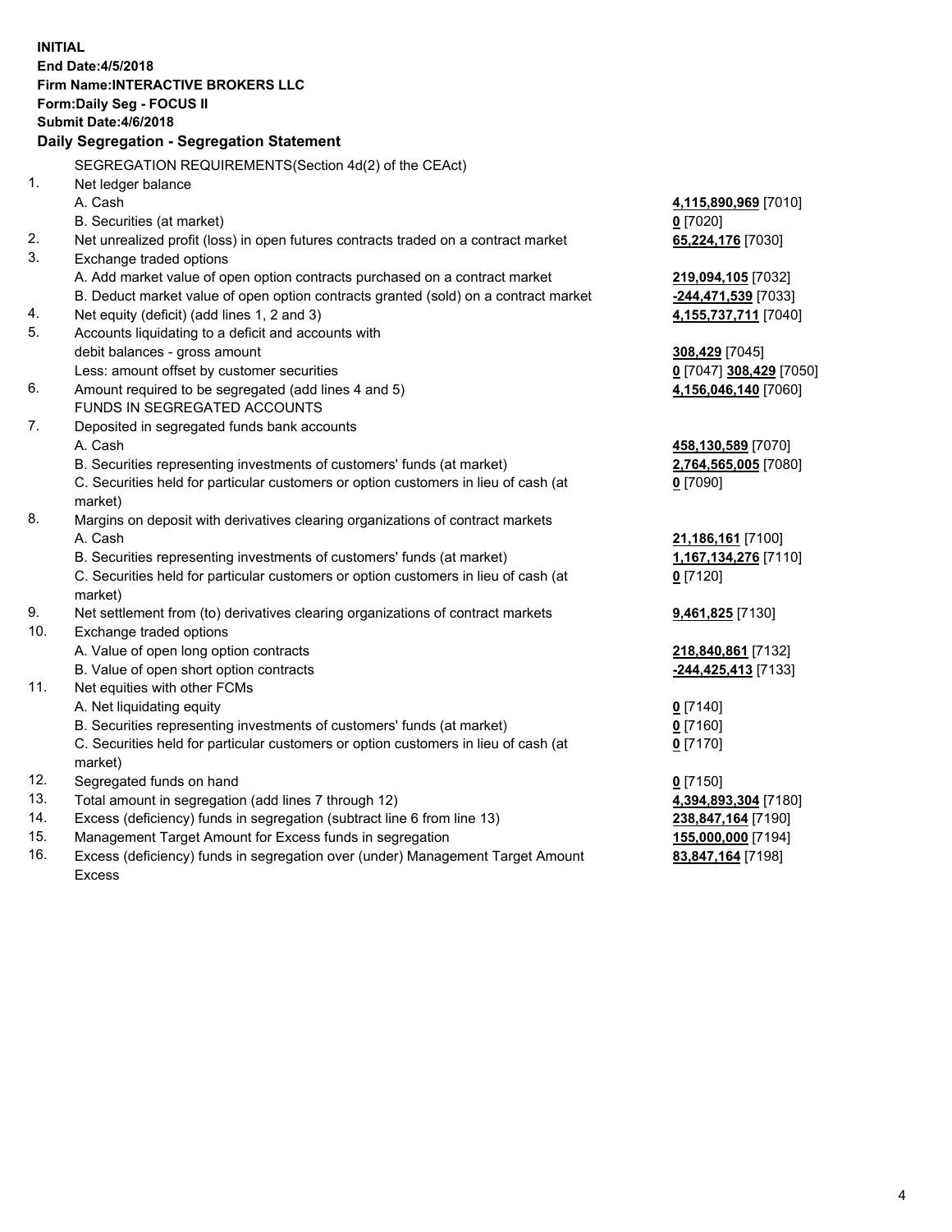**INITIAL**
**End Date:4/5/2018**
**Firm Name:INTERACTIVE BROKERS LLC**
**Form:Daily Seg - FOCUS II**
**Submit Date:4/6/2018**

## Daily Segregation - Segregation Statement

| | | |
|---|---|---|
| | SEGREGATION REQUIREMENTS(Section 4d(2) of the CEAct) | |
| 1. | Net ledger balance | |
| | A. Cash | **4,115,890,969** [7010] |
| | B. Securities (at market) | **0** [7020] |
| 2. | Net unrealized profit (loss) in open futures contracts traded on a contract market | **65,224,176** [7030] |
| 3. | Exchange traded options | |
| | A. Add market value of open option contracts purchased on a contract market | **219,094,105** [7032] |
| | B. Deduct market value of open option contracts granted (sold) on a contract market | **-244,471,539** [7033] |
| 4. | Net equity (deficit) (add lines 1, 2 and 3) | **4,155,737,711** [7040] |
| 5. | Accounts liquidating to a deficit and accounts with debit balances - gross amount | **308,429** [7045] |
| | Less: amount offset by customer securities | **0** [7047] **308,429** [7050] |
| 6. | Amount required to be segregated (add lines 4 and 5) | **4,156,046,140** [7060] |
| | FUNDS IN SEGREGATED ACCOUNTS | |
| 7. | Deposited in segregated funds bank accounts | |
| | A. Cash | **458,130,589** [7070] |
| | B. Securities representing investments of customers' funds (at market) | **2,764,565,005** [7080] |
| | C. Securities held for particular customers or option customers in lieu of cash (at market) | **0** [7090] |
| 8. | Margins on deposit with derivatives clearing organizations of contract markets | |
| | A. Cash | **21,186,161** [7100] |
| | B. Securities representing investments of customers' funds (at market) | **1,167,134,276** [7110] |
| | C. Securities held for particular customers or option customers in lieu of cash (at market) | **0** [7120] |
| 9. | Net settlement from (to) derivatives clearing organizations of contract markets | **9,461,825** [7130] |
| 10. | Exchange traded options | |
| | A. Value of open long option contracts | **218,840,861** [7132] |
| | B. Value of open short option contracts | **-244,425,413** [7133] |
| 11. | Net equities with other FCMs | |
| | A. Net liquidating equity | **0** [7140] |
| | B. Securities representing investments of customers' funds (at market) | **0** [7160] |
| | C. Securities held for particular customers or option customers in lieu of cash (at market) | **0** [7170] |
| 12. | Segregated funds on hand | **0** [7150] |
| 13. | Total amount in segregation (add lines 7 through 12) | **4,394,893,304** [7180] |
| 14. | Excess (deficiency) funds in segregation (subtract line 6 from line 13) | **238,847,164** [7190] |
| 15. | Management Target Amount for Excess funds in segregation | **155,000,000** [7194] |
| 16. | Excess (deficiency) funds in segregation over (under) Management Target Amount Excess | **83,847,164** [7198] |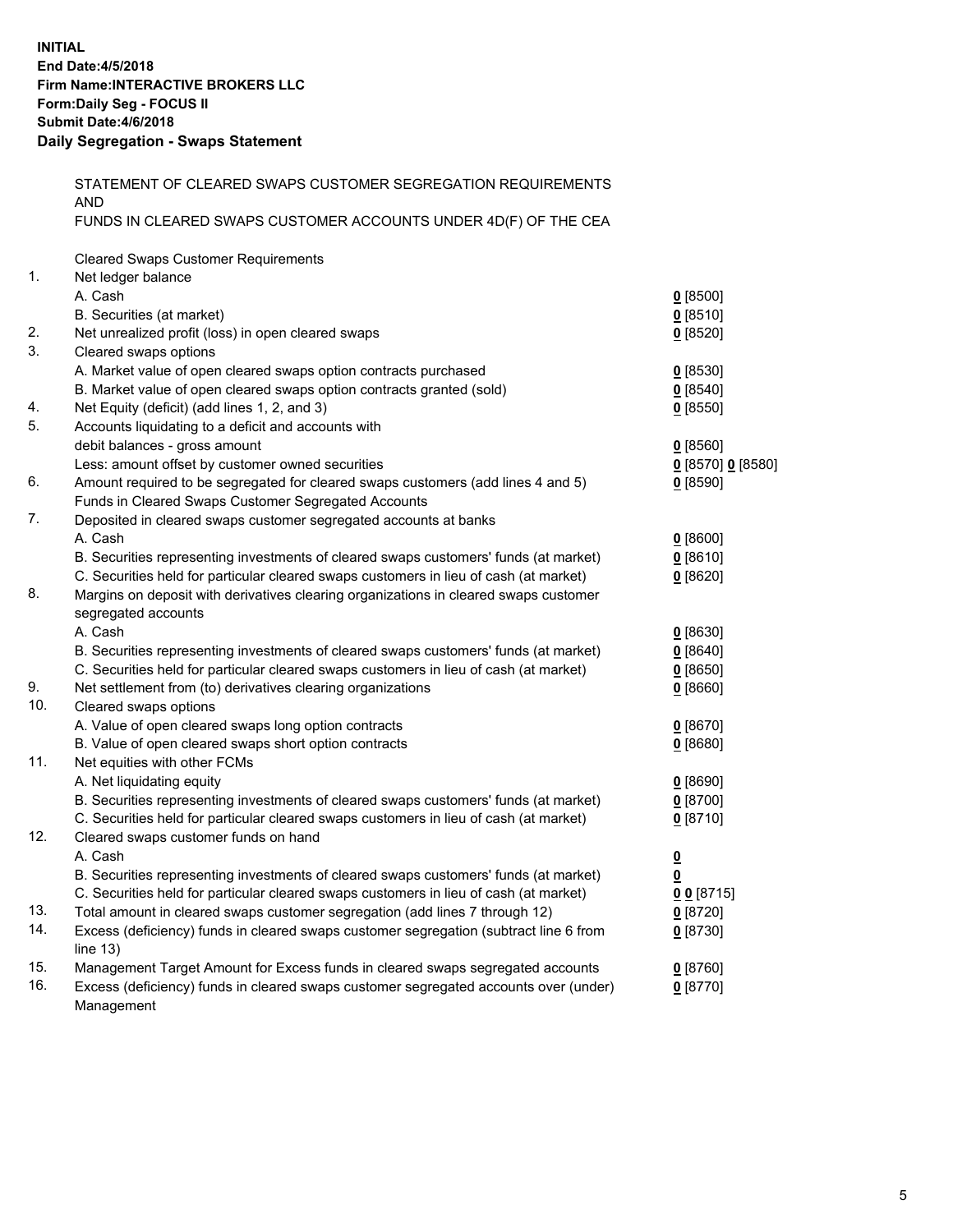**INITIAL**
**End Date:4/5/2018**
**Firm Name:INTERACTIVE BROKERS LLC**
**Form:Daily Seg - FOCUS II**
**Submit Date:4/6/2018**
**Daily Segregation - Swaps Statement**

STATEMENT OF CLEARED SWAPS CUSTOMER SEGREGATION REQUIREMENTS AND FUNDS IN CLEARED SWAPS CUSTOMER ACCOUNTS UNDER 4D(F) OF THE CEA

| | | |
|---|---|---|
| | Cleared Swaps Customer Requirements | |
| 1. | Net ledger balance | |
| | A. Cash | 0 [8500] |
| | B. Securities (at market) | 0 [8510] |
| 2. | Net unrealized profit (loss) in open cleared swaps | 0 [8520] |
| 3. | Cleared swaps options | |
| | A. Market value of open cleared swaps option contracts purchased | 0 [8530] |
| | B. Market value of open cleared swaps option contracts granted (sold) | 0 [8540] |
| 4. | Net Equity (deficit) (add lines 1, 2, and 3) | 0 [8550] |
| 5. | Accounts liquidating to a deficit and accounts with debit balances - gross amount | 0 [8560] |
| | Less: amount offset by customer owned securities | 0 [8570] 0 [8580] |
| 6. | Amount required to be segregated for cleared swaps customers (add lines 4 and 5) | 0 [8590] |
| | Funds in Cleared Swaps Customer Segregated Accounts | |
| 7. | Deposited in cleared swaps customer segregated accounts at banks | |
| | A. Cash | 0 [8600] |
| | B. Securities representing investments of cleared swaps customers' funds (at market) | 0 [8610] |
| | C. Securities held for particular cleared swaps customers in lieu of cash (at market) | 0 [8620] |
| 8. | Margins on deposit with derivatives clearing organizations in cleared swaps customer segregated accounts | |
| | A. Cash | 0 [8630] |
| | B. Securities representing investments of cleared swaps customers' funds (at market) | 0 [8640] |
| | C. Securities held for particular cleared swaps customers in lieu of cash (at market) | 0 [8650] |
| 9. | Net settlement from (to) derivatives clearing organizations | 0 [8660] |
| 10. | Cleared swaps options | |
| | A. Value of open cleared swaps long option contracts | 0 [8670] |
| | B. Value of open cleared swaps short option contracts | 0 [8680] |
| 11. | Net equities with other FCMs | |
| | A. Net liquidating equity | 0 [8690] |
| | B. Securities representing investments of cleared swaps customers' funds (at market) | 0 [8700] |
| | C. Securities held for particular cleared swaps customers in lieu of cash (at market) | 0 [8710] |
| 12. | Cleared swaps customer funds on hand | |
| | A. Cash | 0 |
| | B. Securities representing investments of cleared swaps customers' funds (at market) | 0 |
| | C. Securities held for particular cleared swaps customers in lieu of cash (at market) | 0 0 [8715] |
| 13. | Total amount in cleared swaps customer segregation (add lines 7 through 12) | 0 [8720] |
| 14. | Excess (deficiency) funds in cleared swaps customer segregation (subtract line 6 from line 13) | 0 [8730] |
| 15. | Management Target Amount for Excess funds in cleared swaps segregated accounts | 0 [8760] |
| 16. | Excess (deficiency) funds in cleared swaps customer segregated accounts over (under) Management | 0 [8770] |